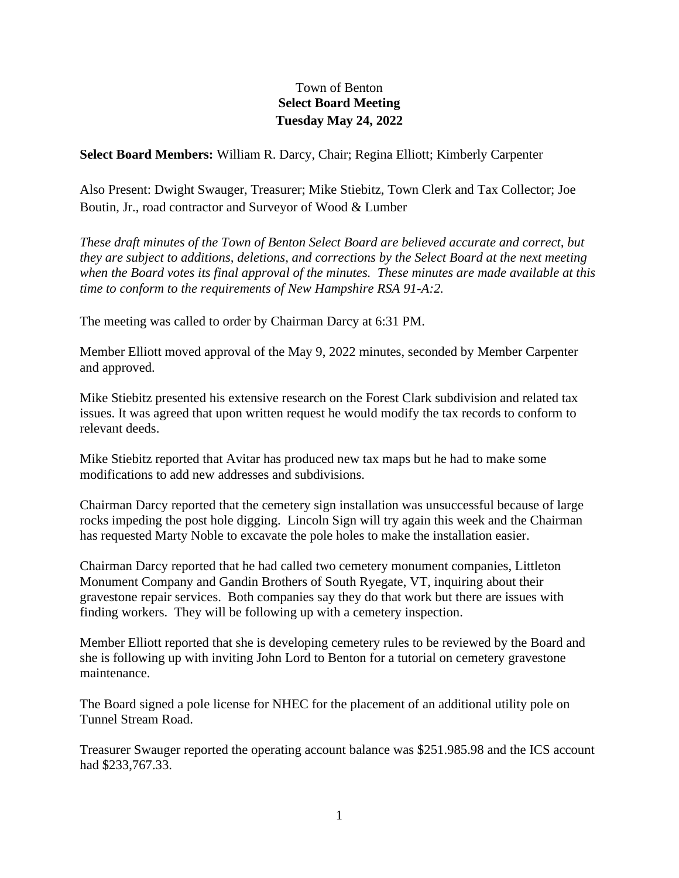Town of Benton
**Select Board Meeting**
**Tuesday May 24, 2022**

**Select Board Members:** William R. Darcy, Chair; Regina Elliott; Kimberly Carpenter

Also Present: Dwight Swauger, Treasurer; Mike Stiebitz, Town Clerk and Tax Collector; Joe Boutin, Jr., road contractor and Surveyor of Wood & Lumber

*These draft minutes of the Town of Benton Select Board are believed accurate and correct, but they are subject to additions, deletions, and corrections by the Select Board at the next meeting when the Board votes its final approval of the minutes. These minutes are made available at this time to conform to the requirements of New Hampshire RSA 91-A:2.*

The meeting was called to order by Chairman Darcy at 6:31 PM.

Member Elliott moved approval of the May 9, 2022 minutes, seconded by Member Carpenter and approved.

Mike Stiebitz presented his extensive research on the Forest Clark subdivision and related tax issues. It was agreed that upon written request he would modify the tax records to conform to relevant deeds.

Mike Stiebitz reported that Avitar has produced new tax maps but he had to make some modifications to add new addresses and subdivisions.

Chairman Darcy reported that the cemetery sign installation was unsuccessful because of large rocks impeding the post hole digging. Lincoln Sign will try again this week and the Chairman has requested Marty Noble to excavate the pole holes to make the installation easier.

Chairman Darcy reported that he had called two cemetery monument companies, Littleton Monument Company and Gandin Brothers of South Ryegate, VT, inquiring about their gravestone repair services. Both companies say they do that work but there are issues with finding workers. They will be following up with a cemetery inspection.

Member Elliott reported that she is developing cemetery rules to be reviewed by the Board and she is following up with inviting John Lord to Benton for a tutorial on cemetery gravestone maintenance.

The Board signed a pole license for NHEC for the placement of an additional utility pole on Tunnel Stream Road.

Treasurer Swauger reported the operating account balance was $251.985.98 and the ICS account had $233,767.33.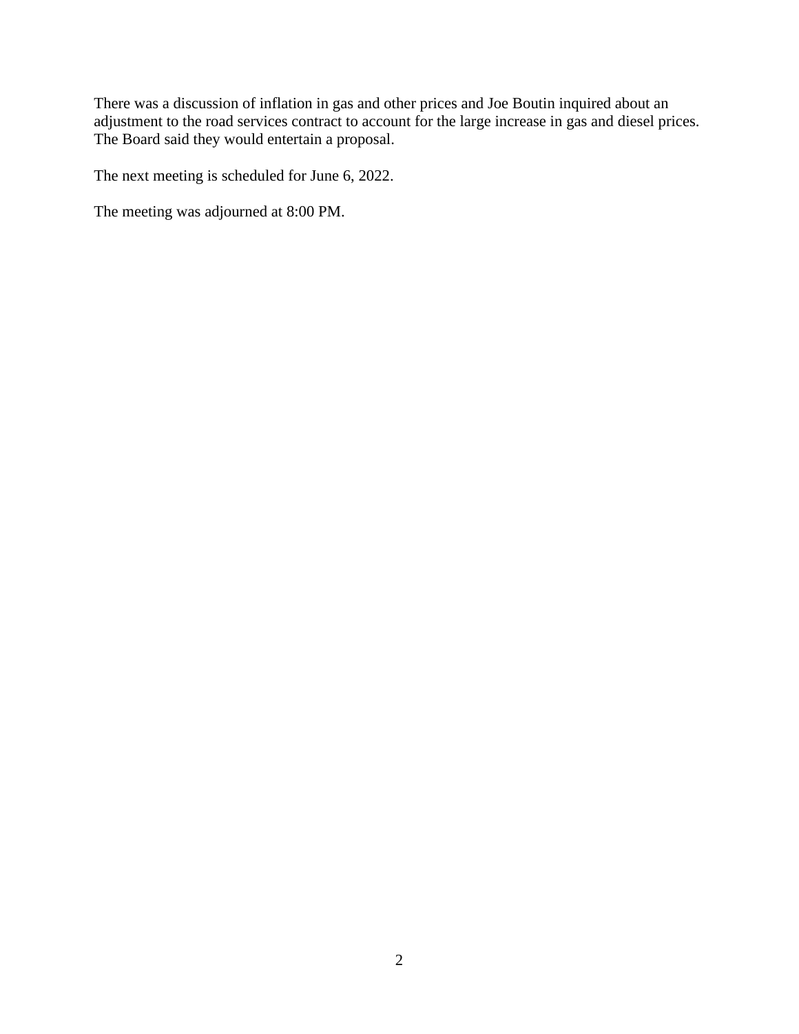There was a discussion of inflation in gas and other prices and Joe Boutin inquired about an adjustment to the road services contract to account for the large increase in gas and diesel prices. The Board said they would entertain a proposal.

The next meeting is scheduled for June 6, 2022.

The meeting was adjourned at 8:00 PM.